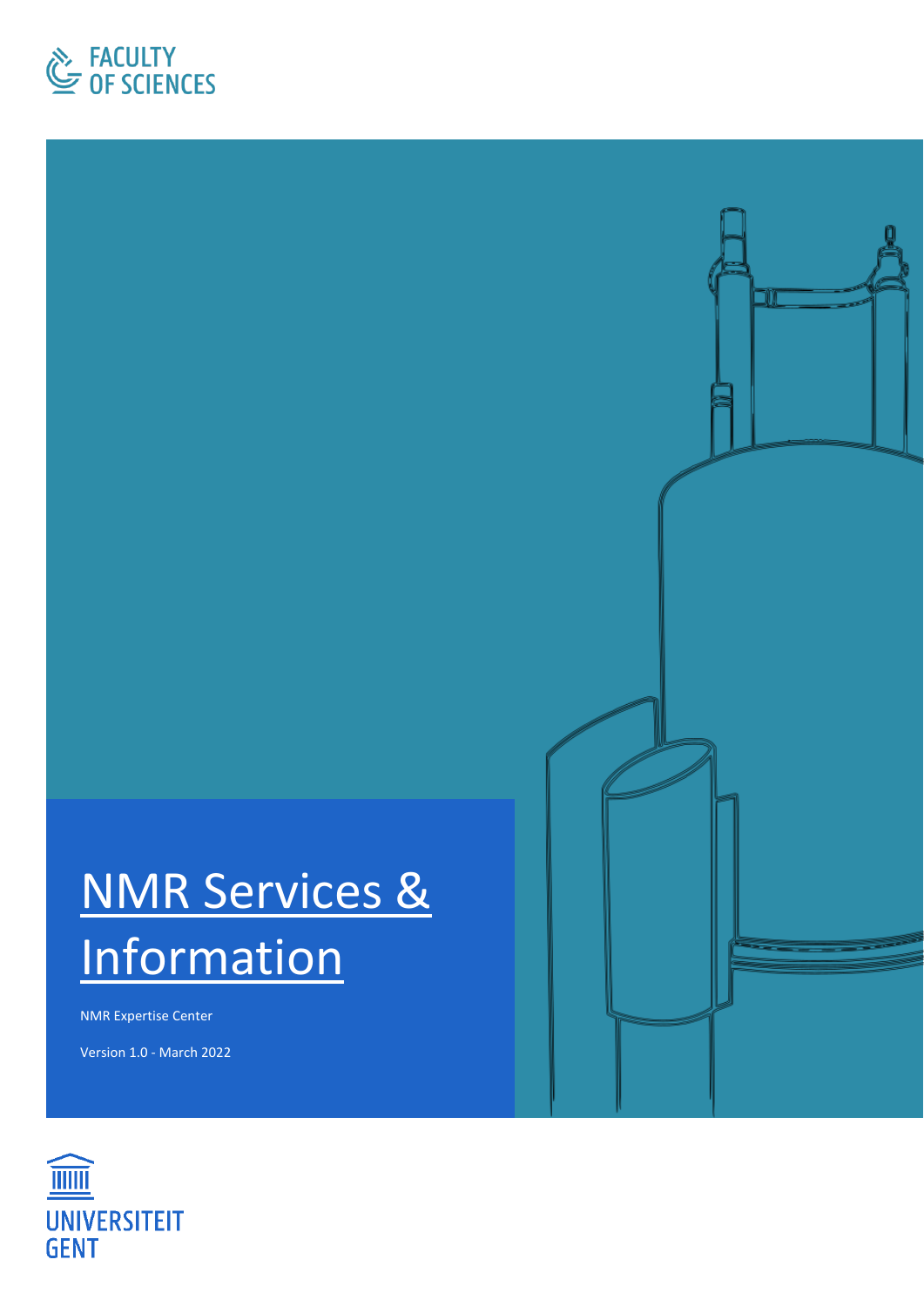FACULTY OF SCIENCES

# NMR Services & Information

NMR Expertise Center

Version 1.0 - March 2022

UNIVERSITEIT GENT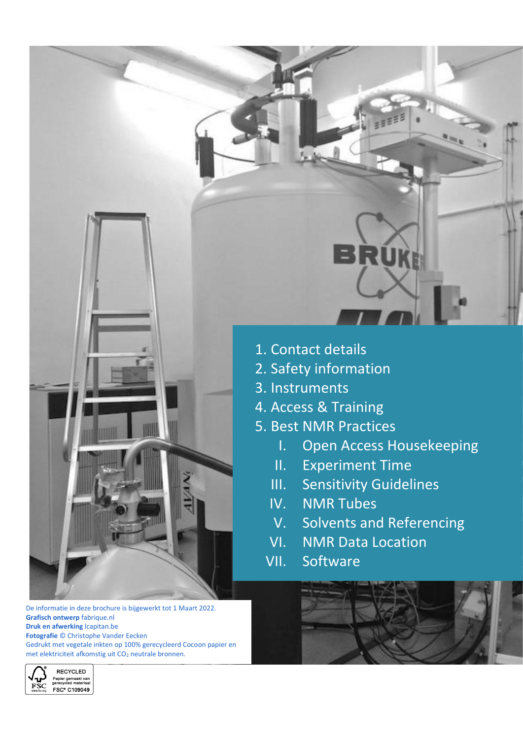1. Contact details
2. Safety information
3. Instruments
4. Access & Training
5. Best NMR Practices
    I. Open Access Housekeeping
    II. Experiment Time
    III. Sensitivity Guidelines
    IV. NMR Tubes
    V. Solvents and Referencing
    VI. NMR Data Location
    VII. Software

De informatie in deze brochure is bijgewerkt tot 1 Maart 2022.
**Grafisch ontwerp** fabrique.nl
**Druk en afwerking** lcapitan.be
**Fotografie** © Christophe Vander Eecken
Gedrukt met vegetale inkten op 100% gerecycleerd Cocoon papier en met elektriciteit afkomstig uit $CO_2$ neutrale bronnen.

RECYCLED
Papier gemaakt van gerecycled materiaal
FSC® C109049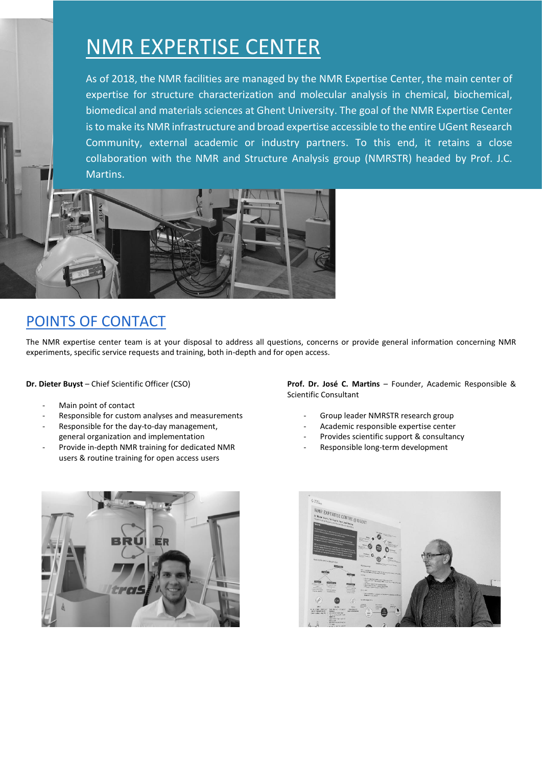# NMR EXPERTISE CENTER

As of 2018, the NMR facilities are managed by the NMR Expertise Center, the main center of expertise for structure characterization and molecular analysis in chemical, biochemical, biomedical and materials sciences at Ghent University. The goal of the NMR Expertise Center is to make its NMR infrastructure and broad expertise accessible to the entire UGent Research Community, external academic or industry partners. To this end, it retains a close collaboration with the NMR and Structure Analysis group (NMRSTR) headed by Prof. J.C. Martins.

## POINTS OF CONTACT

The NMR expertise center team is at your disposal to address all questions, concerns or provide general information concerning NMR experiments, specific service requests and training, both in-depth and for open access.

**Dr. Dieter Buyst** – Chief Scientific Officer (CSO)

- Main point of contact
- Responsible for custom analyses and measurements
- Responsible for the day-to-day management, general organization and implementation
- Provide in-depth NMR training for dedicated NMR users & routine training for open access users

**Prof. Dr. José C. Martins** – Founder, Academic Responsible & Scientific Consultant

- Group leader NMRSTR research group
- Academic responsible expertise center
- Provides scientific support & consultancy
- Responsible long-term development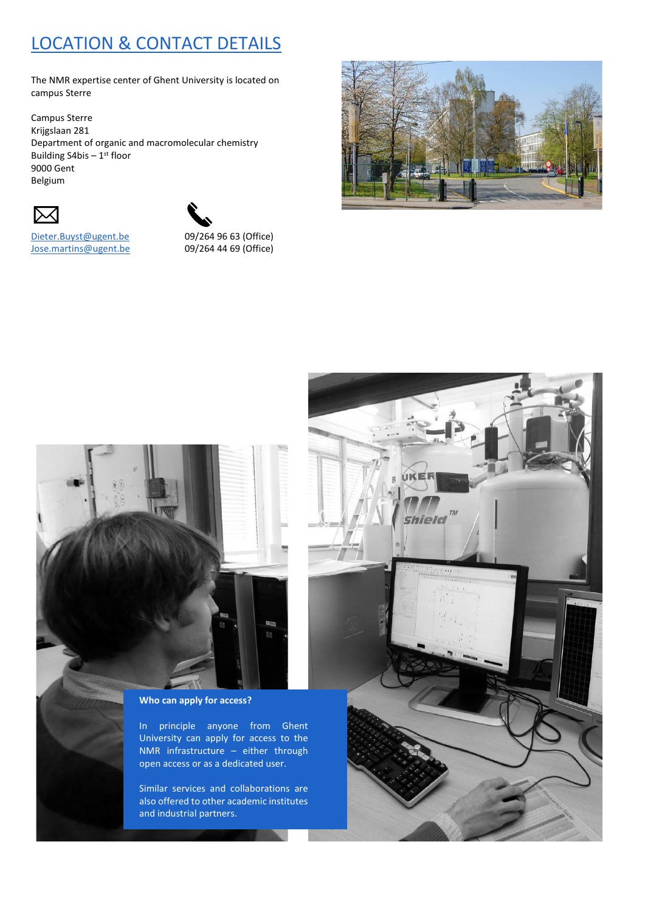## LOCATION & CONTACT DETAILS

The NMR expertise center of Ghent University is located on campus Sterre

Campus Sterre
Krijgslaan 281
Department of organic and macromolecular chemistry
Building S4bis – 1st floor
9000 Gent
Belgium

| Email | Phone |
|---|---|
| Dieter.Buyst@ugent.be | 09/264 96 63 (Office) |
| Jose.martins@ugent.be | 09/264 44 69 (Office) |

**Who can apply for access?**

In principle anyone from Ghent University can apply for access to the NMR infrastructure – either through open access or as a dedicated user.

Similar services and collaborations are also offered to other academic institutes and industrial partners.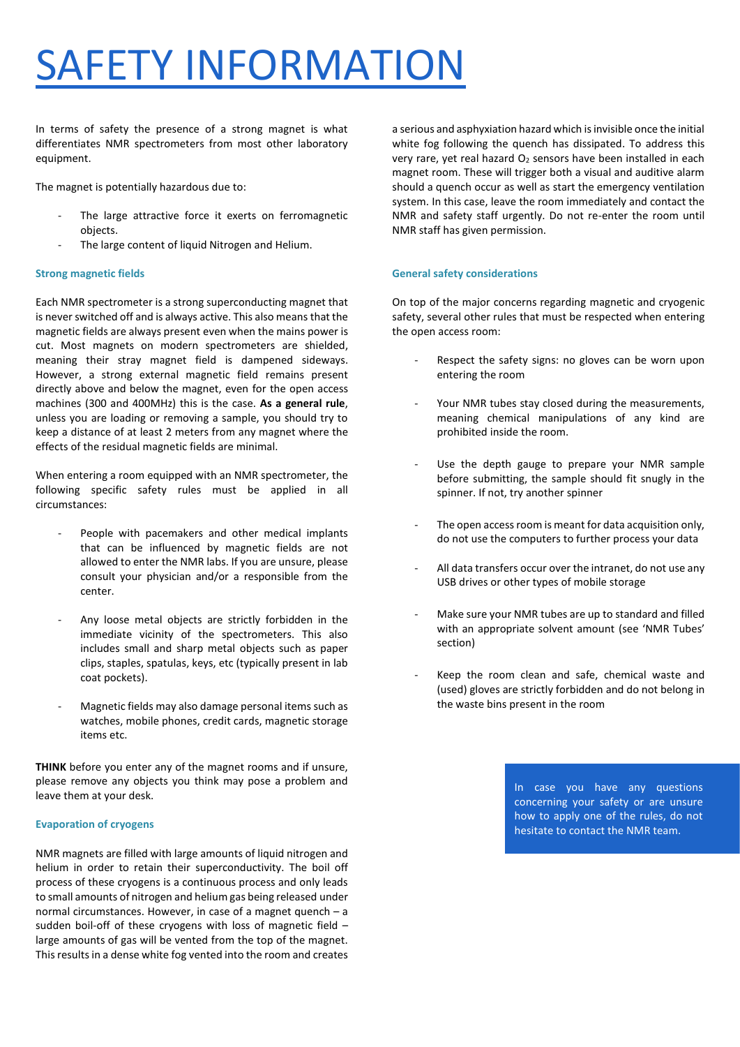# SAFETY INFORMATION

In terms of safety the presence of a strong magnet is what differentiates NMR spectrometers from most other laboratory equipment.

The magnet is potentially hazardous due to:

- The large attractive force it exerts on ferromagnetic objects.
- The large content of liquid Nitrogen and Helium.

### Strong magnetic fields

Each NMR spectrometer is a strong superconducting magnet that is never switched off and is always active. This also means that the magnetic fields are always present even when the mains power is cut. Most magnets on modern spectrometers are shielded, meaning their stray magnet field is dampened sideways. However, a strong external magnetic field remains present directly above and below the magnet, even for the open access machines (300 and 400MHz) this is the case. **As a general rule**, unless you are loading or removing a sample, you should try to keep a distance of at least 2 meters from any magnet where the effects of the residual magnetic fields are minimal.

When entering a room equipped with an NMR spectrometer, the following specific safety rules must be applied in all circumstances:

- People with pacemakers and other medical implants that can be influenced by magnetic fields are not allowed to enter the NMR labs. If you are unsure, please consult your physician and/or a responsible from the center.
- Any loose metal objects are strictly forbidden in the immediate vicinity of the spectrometers. This also includes small and sharp metal objects such as paper clips, staples, spatulas, keys, etc (typically present in lab coat pockets).
- Magnetic fields may also damage personal items such as watches, mobile phones, credit cards, magnetic storage items etc.

**THINK** before you enter any of the magnet rooms and if unsure, please remove any objects you think may pose a problem and leave them at your desk.

### Evaporation of cryogens

NMR magnets are filled with large amounts of liquid nitrogen and helium in order to retain their superconductivity. The boil off process of these cryogens is a continuous process and only leads to small amounts of nitrogen and helium gas being released under normal circumstances. However, in case of a magnet quench – a sudden boil-off of these cryogens with loss of magnetic field – large amounts of gas will be vented from the top of the magnet. This results in a dense white fog vented into the room and creates a serious and asphyxiation hazard which is invisible once the initial white fog following the quench has dissipated. To address this very rare, yet real hazard $O_2$ sensors have been installed in each magnet room. These will trigger both a visual and auditive alarm should a quench occur as well as start the emergency ventilation system. In this case, leave the room immediately and contact the NMR and safety staff urgently. Do not re-enter the room until NMR staff has given permission.

### General safety considerations

On top of the major concerns regarding magnetic and cryogenic safety, several other rules that must be respected when entering the open access room:

- Respect the safety signs: no gloves can be worn upon entering the room
- Your NMR tubes stay closed during the measurements, meaning chemical manipulations of any kind are prohibited inside the room.
- Use the depth gauge to prepare your NMR sample before submitting, the sample should fit snugly in the spinner. If not, try another spinner
- The open access room is meant for data acquisition only, do not use the computers to further process your data
- All data transfers occur over the intranet, do not use any USB drives or other types of mobile storage
- Make sure your NMR tubes are up to standard and filled with an appropriate solvent amount (see 'NMR Tubes' section)
- Keep the room clean and safe, chemical waste and (used) gloves are strictly forbidden and do not belong in the waste bins present in the room

In case you have any questions concerning your safety or are unsure how to apply one of the rules, do not hesitate to contact the NMR team.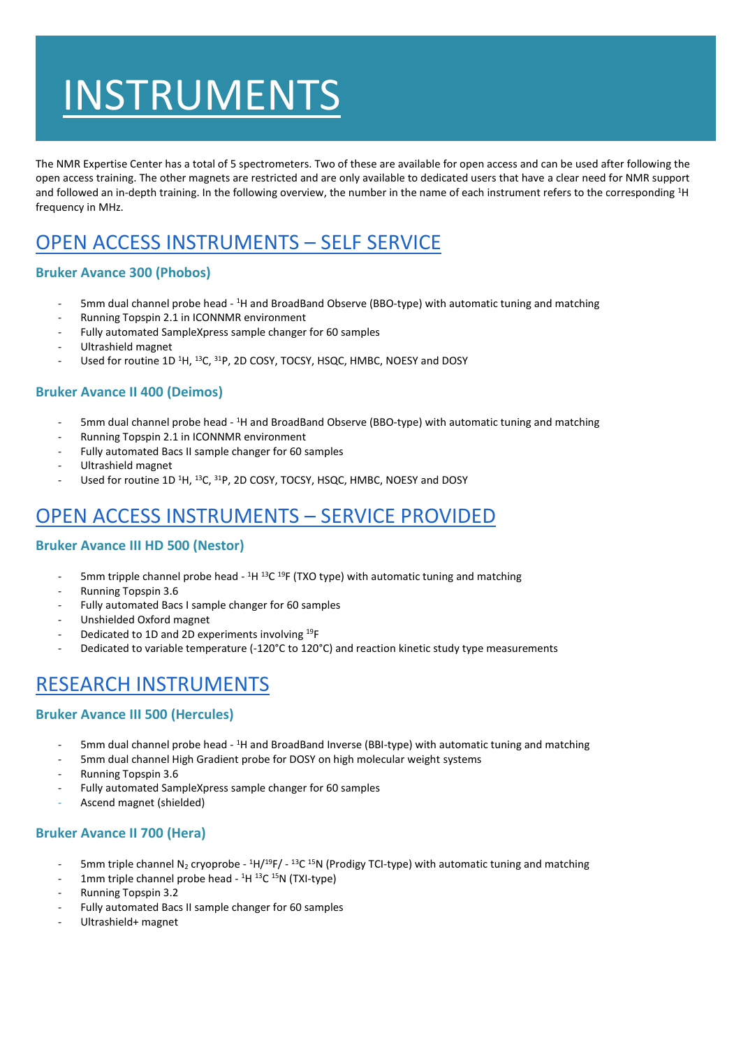# INSTRUMENTS

The NMR Expertise Center has a total of 5 spectrometers. Two of these are available for open access and can be used after following the open access training. The other magnets are restricted and are only available to dedicated users that have a clear need for NMR support and followed an in-depth training. In the following overview, the number in the name of each instrument refers to the corresponding $^{1}H$ frequency in MHz.

## OPEN ACCESS INSTRUMENTS – SELF SERVICE

### Bruker Avance 300 (Phobos)

- 5mm dual channel probe head - $^{1}H$ and BroadBand Observe (BBO-type) with automatic tuning and matching
- Running Topspin 2.1 in ICONNMR environment
- Fully automated SampleXpress sample changer for 60 samples
- Ultrashield magnet
- Used for routine 1D $^{1}H$, $^{13}C$, $^{31}P$, 2D COSY, TOCSY, HSQC, HMBC, NOESY and DOSY

### Bruker Avance II 400 (Deimos)

- 5mm dual channel probe head - $^{1}H$ and BroadBand Observe (BBO-type) with automatic tuning and matching
- Running Topspin 2.1 in ICONNMR environment
- Fully automated Bacs II sample changer for 60 samples
- Ultrashield magnet
- Used for routine 1D $^{1}H$, $^{13}C$, $^{31}P$, 2D COSY, TOCSY, HSQC, HMBC, NOESY and DOSY

## OPEN ACCESS INSTRUMENTS – SERVICE PROVIDED

### Bruker Avance III HD 500 (Nestor)

- 5mm tripple channel probe head - $^{1}H$ $^{13}C$ $^{19}F$ (TXO type) with automatic tuning and matching
- Running Topspin 3.6
- Fully automated Bacs I sample changer for 60 samples
- Unshielded Oxford magnet
- Dedicated to 1D and 2D experiments involving $^{19}F$
- Dedicated to variable temperature (-120°C to 120°C) and reaction kinetic study type measurements

## RESEARCH INSTRUMENTS

### Bruker Avance III 500 (Hercules)

- 5mm dual channel probe head - $^{1}H$ and BroadBand Inverse (BBI-type) with automatic tuning and matching
- 5mm dual channel High Gradient probe for DOSY on high molecular weight systems
- Running Topspin 3.6
- Fully automated SampleXpress sample changer for 60 samples
- Ascend magnet (shielded)

### Bruker Avance II 700 (Hera)

- 5mm triple channel $N_2$ cryoprobe - $^{1}H$/$^{19}F$/ - $^{13}C$ $^{15}N$ (Prodigy TCI-type) with automatic tuning and matching
- 1mm triple channel probe head - $^{1}H$ $^{13}C$ $^{15}N$ (TXI-type)
- Running Topspin 3.2
- Fully automated Bacs II sample changer for 60 samples
- Ultrashield+ magnet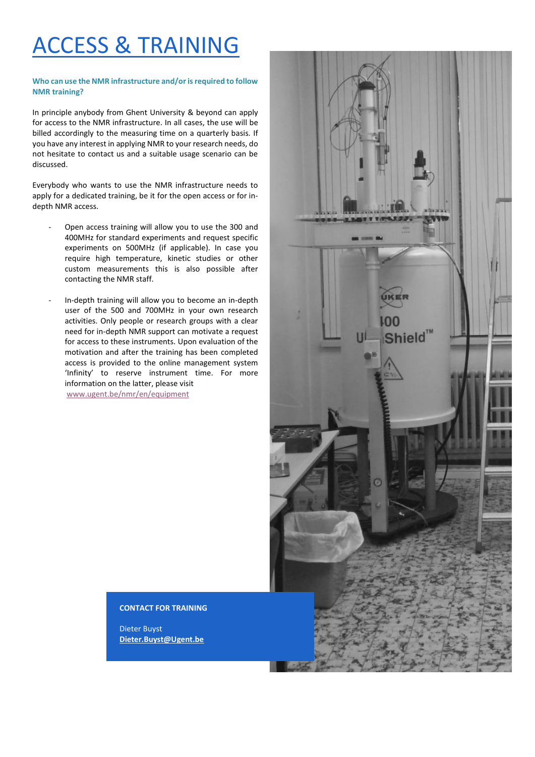# ACCESS & TRAINING

**Who can use the NMR infrastructure and/or is required to follow NMR training?**

In principle anybody from Ghent University & beyond can apply for access to the NMR infrastructure. In all cases, the use will be billed accordingly to the measuring time on a quarterly basis. If you have any interest in applying NMR to your research needs, do not hesitate to contact us and a suitable usage scenario can be discussed.

Everybody who wants to use the NMR infrastructure needs to apply for a dedicated training, be it for the open access or for in-depth NMR access.

- Open access training will allow you to use the 300 and 400MHz for standard experiments and request specific experiments on 500MHz (if applicable). In case you require high temperature, kinetic studies or other custom measurements this is also possible after contacting the NMR staff.

- In-depth training will allow you to become an in-depth user of the 500 and 700MHz in your own research activities. Only people or research groups with a clear need for in-depth NMR support can motivate a request for access to these instruments. Upon evaluation of the motivation and after the training has been completed access is provided to the online management system 'Infinity' to reserve instrument time. For more information on the latter, please visit www.ugent.be/nmr/en/equipment

**CONTACT FOR TRAINING**

Dieter Buyst
**Dieter.Buyst@Ugent.be**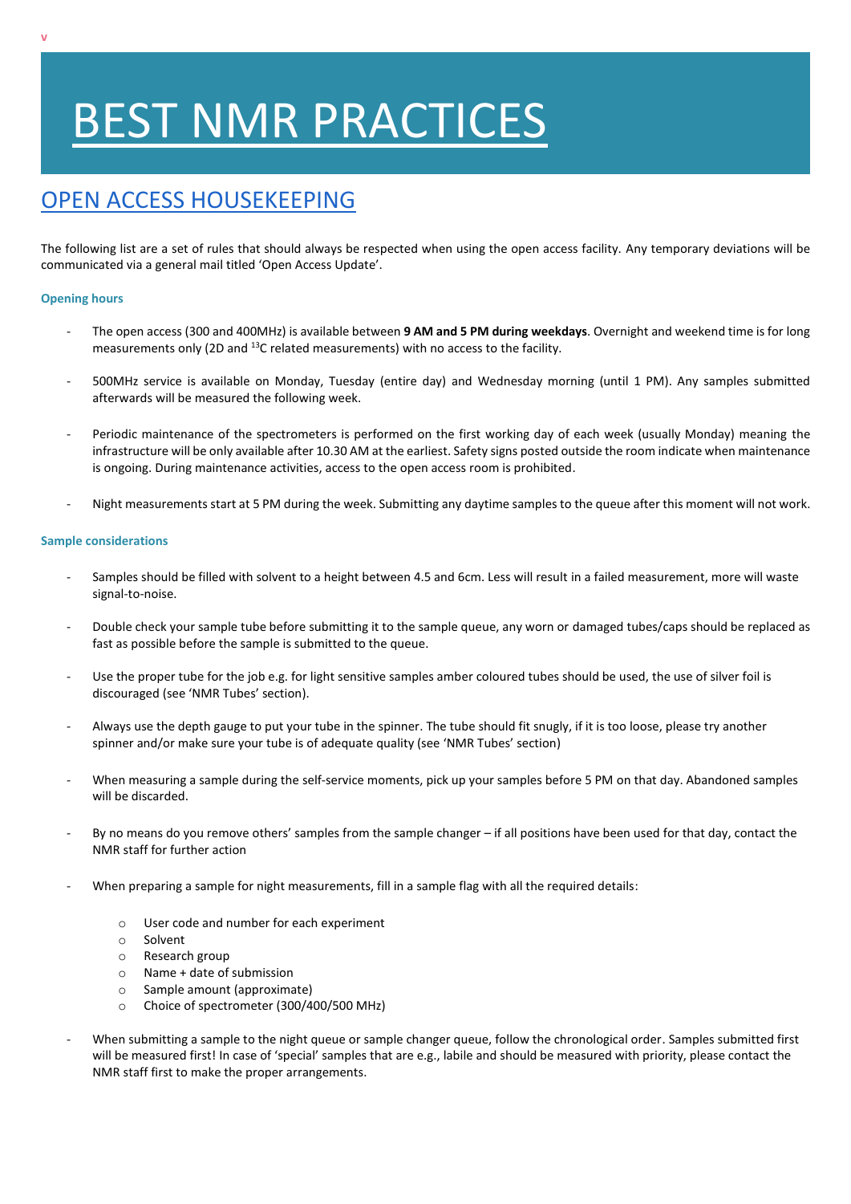# BEST NMR PRACTICES

## OPEN ACCESS HOUSEKEEPING

The following list are a set of rules that should always be respected when using the open access facility. Any temporary deviations will be communicated via a general mail titled 'Open Access Update'.

### Opening hours

- The open access (300 and 400MHz) is available between **9 AM and 5 PM during weekdays**. Overnight and weekend time is for long measurements only (2D and $^{13}C$ related measurements) with no access to the facility.
- 500MHz service is available on Monday, Tuesday (entire day) and Wednesday morning (until 1 PM). Any samples submitted afterwards will be measured the following week.
- Periodic maintenance of the spectrometers is performed on the first working day of each week (usually Monday) meaning the infrastructure will be only available after 10.30 AM at the earliest. Safety signs posted outside the room indicate when maintenance is ongoing. During maintenance activities, access to the open access room is prohibited.
- Night measurements start at 5 PM during the week. Submitting any daytime samples to the queue after this moment will not work.

### Sample considerations

- Samples should be filled with solvent to a height between 4.5 and 6cm. Less will result in a failed measurement, more will waste signal-to-noise.
- Double check your sample tube before submitting it to the sample queue, any worn or damaged tubes/caps should be replaced as fast as possible before the sample is submitted to the queue.
- Use the proper tube for the job e.g. for light sensitive samples amber coloured tubes should be used, the use of silver foil is discouraged (see 'NMR Tubes' section).
- Always use the depth gauge to put your tube in the spinner. The tube should fit snugly, if it is too loose, please try another spinner and/or make sure your tube is of adequate quality (see 'NMR Tubes' section)
- When measuring a sample during the self-service moments, pick up your samples before 5 PM on that day. Abandoned samples will be discarded.
- By no means do you remove others' samples from the sample changer – if all positions have been used for that day, contact the NMR staff for further action
- When preparing a sample for night measurements, fill in a sample flag with all the required details:
  - User code and number for each experiment
  - Solvent
  - Research group
  - Name + date of submission
  - Sample amount (approximate)
  - Choice of spectrometer (300/400/500 MHz)
- When submitting a sample to the night queue or sample changer queue, follow the chronological order. Samples submitted first will be measured first! In case of 'special' samples that are e.g., labile and should be measured with priority, please contact the NMR staff first to make the proper arrangements.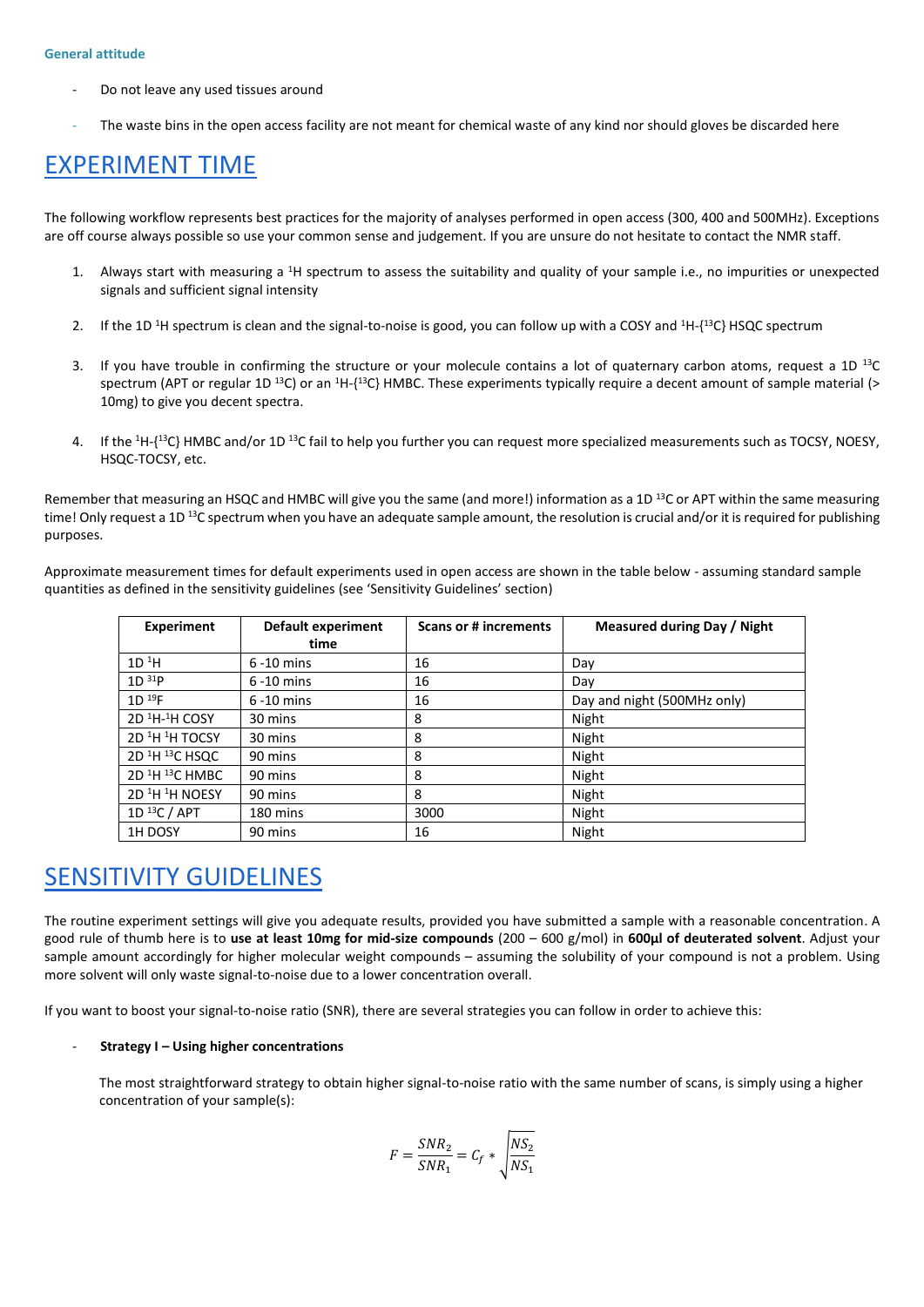### General attitude

- Do not leave any used tissues around
- The waste bins in the open access facility are not meant for chemical waste of any kind nor should gloves be discarded here

# EXPERIMENT TIME

The following workflow represents best practices for the majority of analyses performed in open access (300, 400 and 500MHz). Exceptions are off course always possible so use your common sense and judgement. If you are unsure do not hesitate to contact the NMR staff.

1. Always start with measuring a $^{1}$H spectrum to assess the suitability and quality of your sample i.e., no impurities or unexpected signals and sufficient signal intensity
2. If the 1D $^{1}$H spectrum is clean and the signal-to-noise is good, you can follow up with a COSY and $^{1}$H-{$^{13}$C} HSQC spectrum
3. If you have trouble in confirming the structure or your molecule contains a lot of quaternary carbon atoms, request a 1D $^{13}$C spectrum (APT or regular 1D $^{13}$C) or an $^{1}$H-{$^{13}$C} HMBC. These experiments typically require a decent amount of sample material (> 10mg) to give you decent spectra.
4. If the $^{1}$H-{$^{13}$C} HMBC and/or 1D $^{13}$C fail to help you further you can request more specialized measurements such as TOCSY, NOESY, HSQC-TOCSY, etc.

Remember that measuring an HSQC and HMBC will give you the same (and more!) information as a 1D $^{13}$C or APT within the same measuring time! Only request a 1D $^{13}$C spectrum when you have an adequate sample amount, the resolution is crucial and/or it is required for publishing purposes.

Approximate measurement times for default experiments used in open access are shown in the table below - assuming standard sample quantities as defined in the sensitivity guidelines (see 'Sensitivity Guidelines' section)

| Experiment | Default experiment time | Scans or # increments | Measured during Day / Night |
|---|---|---|---|
| 1D $^{1}$H | 6 -10 mins | 16 | Day |
| 1D $^{31}$P | 6 -10 mins | 16 | Day |
| 1D $^{19}$F | 6 -10 mins | 16 | Day and night (500MHz only) |
| 2D $^{1}$H-$^{1}$H COSY | 30 mins | 8 | Night |
| 2D $^{1}$H $^{1}$H TOCSY | 30 mins | 8 | Night |
| 2D $^{1}$H $^{13}$C HSQC | 90 mins | 8 | Night |
| 2D $^{1}$H $^{13}$C HMBC | 90 mins | 8 | Night |
| 2D $^{1}$H $^{1}$H NOESY | 90 mins | 8 | Night |
| 1D $^{13}$C / APT | 180 mins | 3000 | Night |
| 1H DOSY | 90 mins | 16 | Night |

# SENSITIVITY GUIDELINES

The routine experiment settings will give you adequate results, provided you have submitted a sample with a reasonable concentration. A good rule of thumb here is to **use at least 10mg for mid-size compounds** (200 – 600 g/mol) in **600µl of deuterated solvent**. Adjust your sample amount accordingly for higher molecular weight compounds – assuming the solubility of your compound is not a problem. Using more solvent will only waste signal-to-noise due to a lower concentration overall.

If you want to boost your signal-to-noise ratio (SNR), there are several strategies you can follow in order to achieve this:

- **Strategy I – Using higher concentrations**

  The most straightforward strategy to obtain higher signal-to-noise ratio with the same number of scans, is simply using a higher concentration of your sample(s):

$$F = \frac{SNR_2}{SNR_1} = C_f * \sqrt{\frac{NS_2}{NS_1}}$$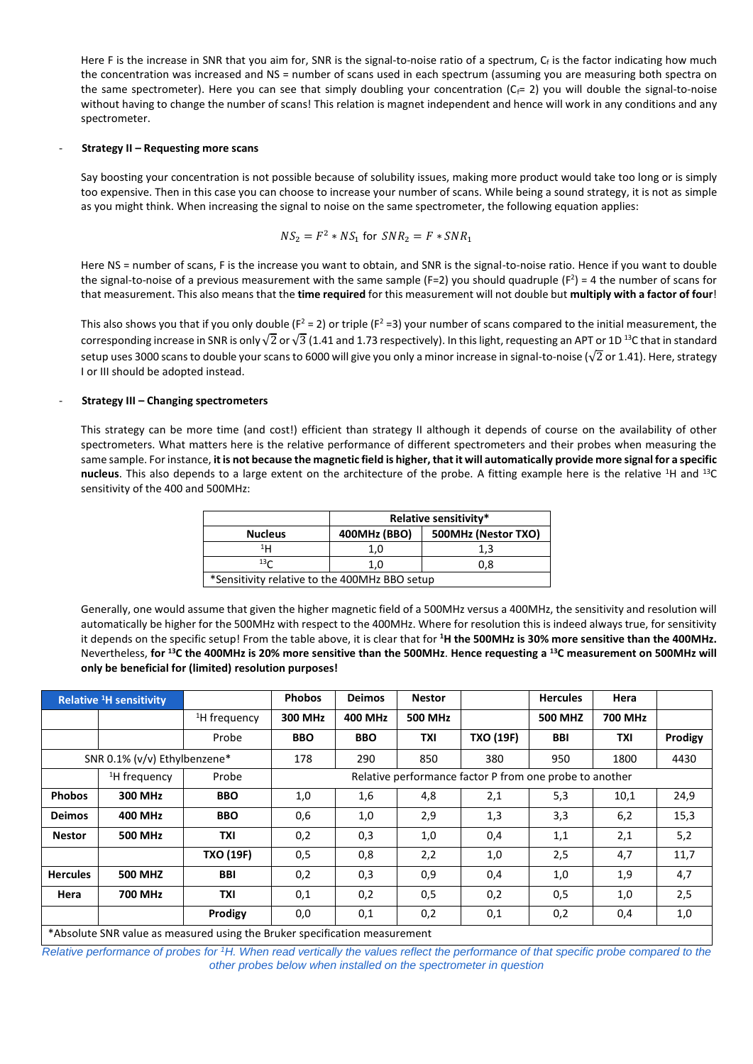Here F is the increase in SNR that you aim for, SNR is the signal-to-noise ratio of a spectrum, $C_f$ is the factor indicating how much the concentration was increased and NS = number of scans used in each spectrum (assuming you are measuring both spectra on the same spectrometer). Here you can see that simply doubling your concentration ($C_f$= 2) you will double the signal-to-noise without having to change the number of scans! This relation is magnet independent and hence will work in any conditions and any spectrometer.

- **Strategy II – Requesting more scans**

Say boosting your concentration is not possible because of solubility issues, making more product would take too long or is simply too expensive. Then in this case you can choose to increase your number of scans. While being a sound strategy, it is not as simple as you might think. When increasing the signal to noise on the same spectrometer, the following equation applies:

$$NS_2 = F^2 * NS_1 \text{ for } SNR_2 = F * SNR_1$$

Here NS = number of scans, F is the increase you want to obtain, and SNR is the signal-to-noise ratio. Hence if you want to double the signal-to-noise of a previous measurement with the same sample (F=2) you should quadruple ($F^2$) = 4 the number of scans for that measurement. This also means that the **time required** for this measurement will not double but **multiply with a factor of four**!

This also shows you that if you only double ($F^2$ = 2) or triple ($F^2$ =3) your number of scans compared to the initial measurement, the corresponding increase in SNR is only $\sqrt{2}$ or $\sqrt{3}$ (1.41 and 1.73 respectively). In this light, requesting an APT or 1D [13]C that in standard setup uses 3000 scans to double your scans to 6000 will give you only a minor increase in signal-to-noise ($\sqrt{2}$ or 1.41). Here, strategy I or III should be adopted instead.

- **Strategy III – Changing spectrometers**

This strategy can be more time (and cost!) efficient than strategy II although it depends of course on the availability of other spectrometers. What matters here is the relative performance of different spectrometers and their probes when measuring the same sample. For instance, **it is not because the magnetic field is higher, that it will automatically provide more signal for a specific nucleus**. This also depends to a large extent on the architecture of the probe. A fitting example here is the relative $^1$H and $^{13}$C sensitivity of the 400 and 500MHz:

| | Relative sensitivity* | |
|---|---|---|
| **Nucleus** | **400MHz (BBO)** | **500MHz (Nestor TXO)** |
| $^1$H | 1,0 | 1,3 |
| $^{13}$C | 1,0 | 0,8 |
| *Sensitivity relative to the 400MHz BBO setup | | |

Generally, one would assume that given the higher magnetic field of a 500MHz versus a 400MHz, the sensitivity and resolution will automatically be higher for the 500MHz with respect to the 400MHz. Where for resolution this is indeed always true, for sensitivity it depends on the specific setup! From the table above, it is clear that for **$^1$H the 500MHz is 30% more sensitive than the 400MHz.** Nevertheless, **for $^{13}$C the 400MHz is 20% more sensitive than the 500MHz**. **Hence requesting a $^{13}$C measurement on 500MHz will only be beneficial for (limited) resolution purposes!**

| **Relative $^1$H sensitivity** | | | **Phobos** | **Deimos** | **Nestor** | | **Hercules** | **Hera** | |
|---|---|---|---|---|---|---|---|---|---|
| | | $^1$H frequency | **300 MHz** | **400 MHz** | **500 MHz** | | **500 MHZ** | **700 MHz** | |
| | | Probe | **BBO** | **BBO** | **TXI** | **TXO (19F)** | **BBI** | **TXI** | **Prodigy** |
| SNR 0.1% (v/v) Ethylbenzene* | | | 178 | 290 | 850 | 380 | 950 | 1800 | 4430 |
| | $^1$H frequency | Probe | Relative performance factor P from one probe to another | | | | | | |
| **Phobos** | **300 MHz** | **BBO** | 1,0 | 1,6 | 4,8 | 2,1 | 5,3 | 10,1 | 24,9 |
| **Deimos** | **400 MHz** | **BBO** | 0,6 | 1,0 | 2,9 | 1,3 | 3,3 | 6,2 | 15,3 |
| **Nestor** | **500 MHz** | **TXI** | 0,2 | 0,3 | 1,0 | 0,4 | 1,1 | 2,1 | 5,2 |
| | | **TXO (19F)** | 0,5 | 0,8 | 2,2 | 1,0 | 2,5 | 4,7 | 11,7 |
| **Hercules** | **500 MHZ** | **BBI** | 0,2 | 0,3 | 0,9 | 0,4 | 1,0 | 1,9 | 4,7 |
| **Hera** | **700 MHz** | **TXI** | 0,1 | 0,2 | 0,5 | 0,2 | 0,5 | 1,0 | 2,5 |
| | | **Prodigy** | 0,0 | 0,1 | 0,2 | 0,1 | 0,2 | 0,4 | 1,0 |
| *Absolute SNR value as measured using the Bruker specification measurement | | | | | | | | | |

*Relative performance of probes for $^1$H. When read vertically the values reflect the performance of that specific probe compared to the other probes below when installed on the spectrometer in question*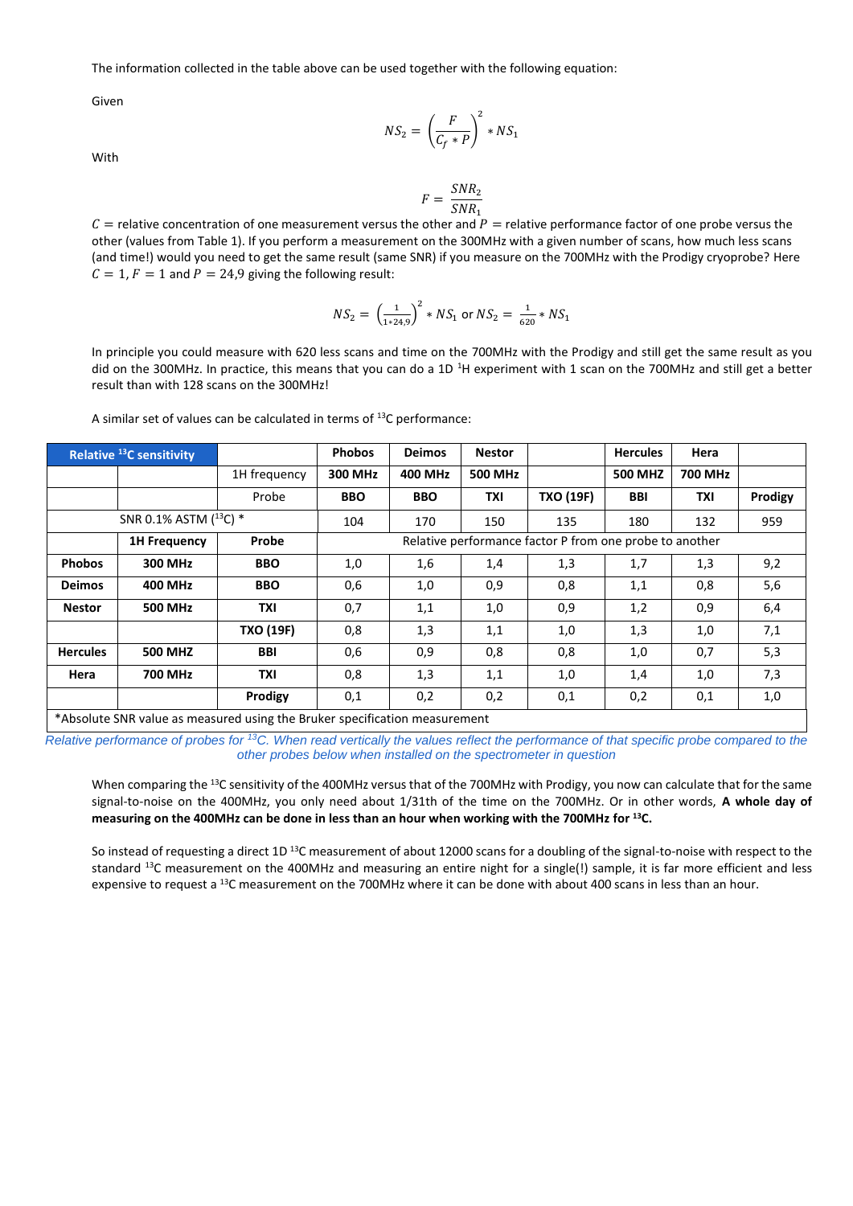The information collected in the table above can be used together with the following equation:

Given

$$NS_2 = \left(\frac{F}{C_f * P}\right)^2 * NS_1$$

With

$$F = \frac{SNR_2}{SNR_1}$$

$C$ = relative concentration of one measurement versus the other and $P$ = relative performance factor of one probe versus the other (values from Table 1). If you perform a measurement on the 300MHz with a given number of scans, how much less scans (and time!) would you need to get the same result (same SNR) if you measure on the 700MHz with the Prodigy cryoprobe? Here $C = 1, F = 1$ and $P = 24{,}9$ giving the following result:

$$NS_2 = \left(\frac{1}{1 * 24{,}9}\right)^2 * NS_1 \text{ or } NS_2 = \frac{1}{620} * NS_1$$

In principle you could measure with 620 less scans and time on the 700MHz with the Prodigy and still get the same result as you did on the 300MHz. In practice, this means that you can do a 1D $^{1}$H experiment with 1 scan on the 700MHz and still get a better result than with 128 scans on the 300MHz!

A similar set of values can be calculated in terms of $^{13}$C performance:

| Relative $^{13}$C sensitivity | | | Phobos | Deimos | Nestor | | Hercules | Hera | |
|---|---|---|---|---|---|---|---|---|---|
| | | 1H frequency | 300 MHz | 400 MHz | 500 MHz | | 500 MHZ | 700 MHz | |
| | | Probe | BBO | BBO | TXI | TXO (19F) | BBI | TXI | Prodigy |
| SNR 0.1% ASTM ($^{13}$C) * | | | 104 | 170 | 150 | 135 | 180 | 132 | 959 |
| | 1H Frequency | Probe | Relative performance factor P from one probe to another | | | | | | |
| Phobos | 300 MHz | BBO | 1,0 | 1,6 | 1,4 | 1,3 | 1,7 | 1,3 | 9,2 |
| Deimos | 400 MHz | BBO | 0,6 | 1,0 | 0,9 | 0,8 | 1,1 | 0,8 | 5,6 |
| Nestor | 500 MHz | TXI | 0,7 | 1,1 | 1,0 | 0,9 | 1,2 | 0,9 | 6,4 |
| | | TXO (19F) | 0,8 | 1,3 | 1,1 | 1,0 | 1,3 | 1,0 | 7,1 |
| Hercules | 500 MHZ | BBI | 0,6 | 0,9 | 0,8 | 0,8 | 1,0 | 0,7 | 5,3 |
| Hera | 700 MHz | TXI | 0,8 | 1,3 | 1,1 | 1,0 | 1,4 | 1,0 | 7,3 |
| | | Prodigy | 0,1 | 0,2 | 0,2 | 0,1 | 0,2 | 0,1 | 1,0 |
| *Absolute SNR value as measured using the Bruker specification measurement | | | | | | | | | |

*Relative performance of probes for $^{13}$C. When read vertically the values reflect the performance of that specific probe compared to the other probes below when installed on the spectrometer in question*

When comparing the $^{13}$C sensitivity of the 400MHz versus that of the 700MHz with Prodigy, you now can calculate that for the same signal-to-noise on the 400MHz, you only need about 1/31th of the time on the 700MHz. Or in other words, **A whole day of measuring on the 400MHz can be done in less than an hour when working with the 700MHz for $^{13}$C.**

So instead of requesting a direct 1D $^{13}$C measurement of about 12000 scans for a doubling of the signal-to-noise with respect to the standard $^{13}$C measurement on the 400MHz and measuring an entire night for a single(!) sample, it is far more efficient and less expensive to request a $^{13}$C measurement on the 700MHz where it can be done with about 400 scans in less than an hour.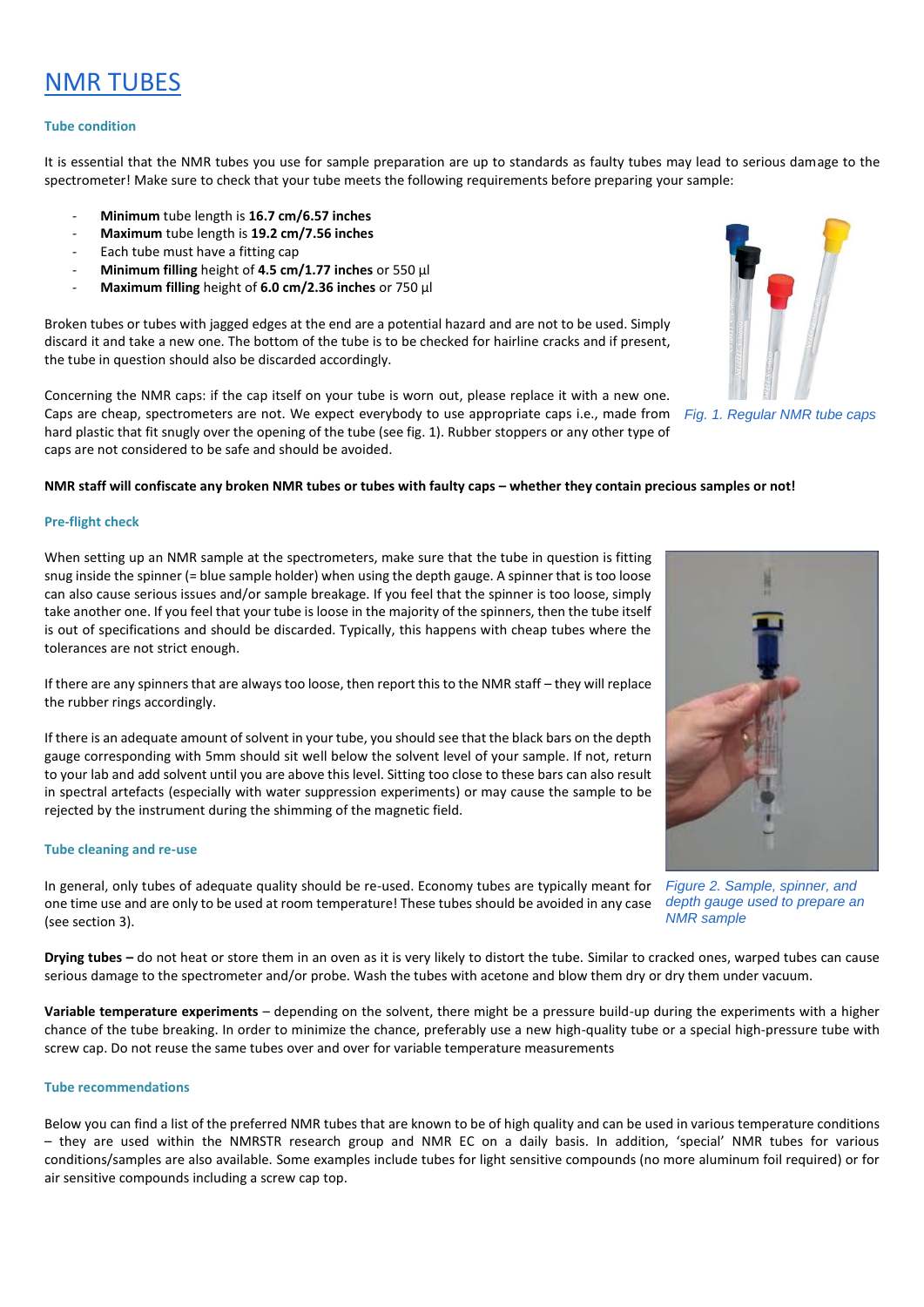# NMR TUBES

### Tube condition

It is essential that the NMR tubes you use for sample preparation are up to standards as faulty tubes may lead to serious damage to the spectrometer! Make sure to check that your tube meets the following requirements before preparing your sample:

- **Minimum** tube length is **16.7 cm/6.57 inches**
- **Maximum** tube length is **19.2 cm/7.56 inches**
- Each tube must have a fitting cap
- **Minimum filling** height of **4.5 cm/1.77 inches** or 550 µl
- **Maximum filling** height of **6.0 cm/2.36 inches** or 750 µl

Broken tubes or tubes with jagged edges at the end are a potential hazard and are not to be used. Simply discard it and take a new one. The bottom of the tube is to be checked for hairline cracks and if present, the tube in question should also be discarded accordingly.

Concerning the NMR caps: if the cap itself on your tube is worn out, please replace it with a new one. Caps are cheap, spectrometers are not. We expect everybody to use appropriate caps i.e., made from hard plastic that fit snugly over the opening of the tube (see fig. 1). Rubber stoppers or any other type of caps are not considered to be safe and should be avoided.

*Fig. 1. Regular NMR tube caps*

**NMR staff will confiscate any broken NMR tubes or tubes with faulty caps – whether they contain precious samples or not!**

### Pre-flight check

When setting up an NMR sample at the spectrometers, make sure that the tube in question is fitting snug inside the spinner (= blue sample holder) when using the depth gauge. A spinner that is too loose can also cause serious issues and/or sample breakage. If you feel that the spinner is too loose, simply take another one. If you feel that your tube is loose in the majority of the spinners, then the tube itself is out of specifications and should be discarded. Typically, this happens with cheap tubes where the tolerances are not strict enough.

If there are any spinners that are always too loose, then report this to the NMR staff – they will replace the rubber rings accordingly.

If there is an adequate amount of solvent in your tube, you should see that the black bars on the depth gauge corresponding with 5mm should sit well below the solvent level of your sample. If not, return to your lab and add solvent until you are above this level. Sitting too close to these bars can also result in spectral artefacts (especially with water suppression experiments) or may cause the sample to be rejected by the instrument during the shimming of the magnetic field.

*Figure 2. Sample, spinner, and depth gauge used to prepare an NMR sample*

### Tube cleaning and re-use

In general, only tubes of adequate quality should be re-used. Economy tubes are typically meant for one time use and are only to be used at room temperature! These tubes should be avoided in any case (see section 3).

**Drying tubes –** do not heat or store them in an oven as it is very likely to distort the tube. Similar to cracked ones, warped tubes can cause serious damage to the spectrometer and/or probe. Wash the tubes with acetone and blow them dry or dry them under vacuum.

**Variable temperature experiments** – depending on the solvent, there might be a pressure build-up during the experiments with a higher chance of the tube breaking. In order to minimize the chance, preferably use a new high-quality tube or a special high-pressure tube with screw cap. Do not reuse the same tubes over and over for variable temperature measurements

### Tube recommendations

Below you can find a list of the preferred NMR tubes that are known to be of high quality and can be used in various temperature conditions – they are used within the NMRSTR research group and NMR EC on a daily basis. In addition, 'special' NMR tubes for various conditions/samples are also available. Some examples include tubes for light sensitive compounds (no more aluminum foil required) or for air sensitive compounds including a screw cap top.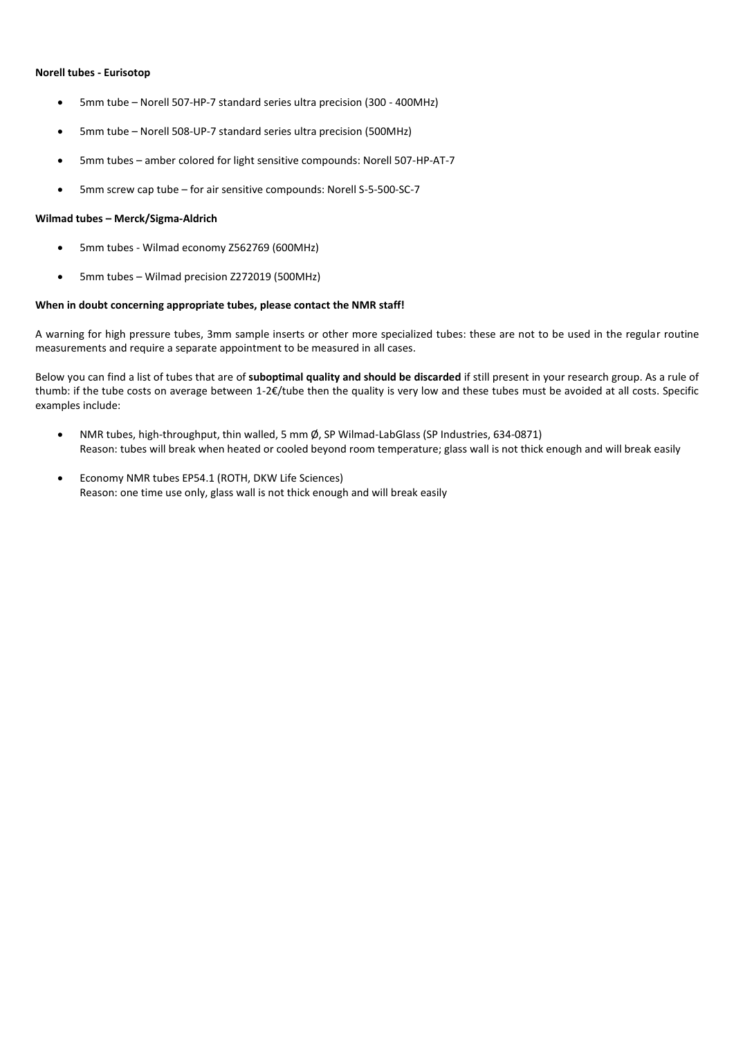**Norell tubes - Eurisotop**

- 5mm tube – Norell 507-HP-7 standard series ultra precision (300 - 400MHz)
- 5mm tube – Norell 508-UP-7 standard series ultra precision (500MHz)
- 5mm tubes – amber colored for light sensitive compounds: Norell 507-HP-AT-7
- 5mm screw cap tube – for air sensitive compounds: Norell S-5-500-SC-7

**Wilmad tubes – Merck/Sigma-Aldrich**

- 5mm tubes - Wilmad economy Z562769 (600MHz)
- 5mm tubes – Wilmad precision Z272019 (500MHz)

**When in doubt concerning appropriate tubes, please contact the NMR staff!**

A warning for high pressure tubes, 3mm sample inserts or other more specialized tubes: these are not to be used in the regular routine measurements and require a separate appointment to be measured in all cases.

Below you can find a list of tubes that are of **suboptimal quality and should be discarded** if still present in your research group. As a rule of thumb: if the tube costs on average between 1-2€/tube then the quality is very low and these tubes must be avoided at all costs. Specific examples include:

- NMR tubes, high-throughput, thin walled, 5 mm Ø, SP Wilmad-LabGlass (SP Industries, 634-0871)
  Reason: tubes will break when heated or cooled beyond room temperature; glass wall is not thick enough and will break easily
- Economy NMR tubes EP54.1 (ROTH, DKW Life Sciences)
  Reason: one time use only, glass wall is not thick enough and will break easily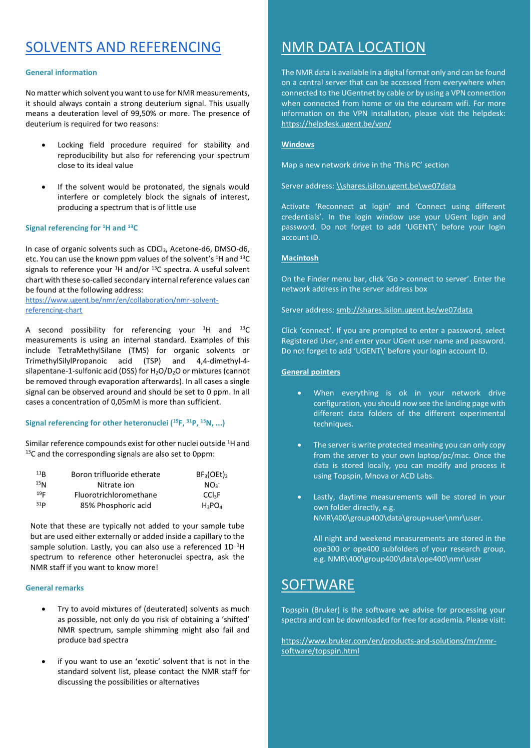# SOLVENTS AND REFERENCING

### General information

No matter which solvent you want to use for NMR measurements, it should always contain a strong deuterium signal. This usually means a deuteration level of 99,50% or more. The presence of deuterium is required for two reasons:

- Locking field procedure required for stability and reproducibility but also for referencing your spectrum close to its ideal value
- If the solvent would be protonated, the signals would interfere or completely block the signals of interest, producing a spectrum that is of little use

### Signal referencing for $^{1}H$ and $^{13}C$

In case of organic solvents such as $CDCl_3$, Acetone-d6, DMSO-d6, etc. You can use the known ppm values of the solvent's $^{1}H$ and $^{13}C$ signals to reference your $^{1}H$ and/or $^{13}C$ spectra. A useful solvent chart with these so-called secondary internal reference values can be found at the following address: https://www.ugent.be/nmr/en/collaboration/nmr-solvent-referencing-chart

A second possibility for referencing your $^{1}H$ and $^{13}C$ measurements is using an internal standard. Examples of this include TetraMethylSilane (TMS) for organic solvents or TrimethylSilylPropanoic acid (TSP) and 4,4-dimethyl-4-silapentane-1-sulfonic acid (DSS) for $H_2O/D_2O$ or mixtures (cannot be removed through evaporation afterwards). In all cases a single signal can be observed around and should be set to 0 ppm. In all cases a concentration of 0,05mM is more than sufficient.

### Signal referencing for other heteronuclei ($^{19}F$, $^{31}P$, $^{15}N$, ...)

Similar reference compounds exist for other nuclei outside $^{1}H$ and $^{13}C$ and the corresponding signals are also set to 0ppm:

| | | |
|---|---|---|
| $^{11}B$ | Boron trifluoride etherate | $BF_3(OEt)_2$ |
| $^{15}N$ | Nitrate ion | $NO_3^-$ |
| $^{19}F$ | Fluorotrichloromethane | $CCl_3F$ |
| $^{31}P$ | 85% Phosphoric acid | $H_3PO_4$ |

Note that these are typically not added to your sample tube but are used either externally or added inside a capillary to the sample solution. Lastly, you can also use a referenced 1D $^{1}H$ spectrum to reference other heteronuclei spectra, ask the NMR staff if you want to know more!

### General remarks

- Try to avoid mixtures of (deuterated) solvents as much as possible, not only do you risk of obtaining a 'shifted' NMR spectrum, sample shimming might also fail and produce bad spectra
- if you want to use an 'exotic' solvent that is not in the standard solvent list, please contact the NMR staff for discussing the possibilities or alternatives

# NMR DATA LOCATION

The NMR data is available in a digital format only and can be found on a central server that can be accessed from everywhere when connected to the UGentnet by cable or by using a VPN connection when connected from home or via the eduroam wifi. For more information on the VPN installation, please visit the helpdesk: https://helpdesk.ugent.be/vpn/

**Windows**

Map a new network drive in the 'This PC' section

Server address: \\shares.isilon.ugent.be\we07data

Activate 'Reconnect at login' and 'Connect using different credentials'. In the login window use your UGent login and password. Do not forget to add 'UGENT\' before your login account ID.

**Macintosh**

On the Finder menu bar, click 'Go > connect to server'. Enter the network address in the server address box

Server address: smb://shares.isilon.ugent.be/we07data

Click 'connect'. If you are prompted to enter a password, select Registered User, and enter your UGent user name and password. Do not forget to add 'UGENT\' before your login account ID.

**General pointers**

- When everything is ok in your network drive configuration, you should now see the landing page with different data folders of the different experimental techniques.
- The server is write protected meaning you can only copy from the server to your own laptop/pc/mac. Once the data is stored locally, you can modify and process it using Topspin, Mnova or ACD Labs.
- Lastly, daytime measurements will be stored in your own folder directly, e.g. NMR\400\group400\data\group+user\nmr\user.

  All night and weekend measurements are stored in the ope300 or ope400 subfolders of your research group, e.g. NMR\400\group400\data\ope400\nmr\user

# SOFTWARE

Topspin (Bruker) is the software we advise for processing your spectra and can be downloaded for free for academia. Please visit:

https://www.bruker.com/en/products-and-solutions/mr/nmr-software/topspin.html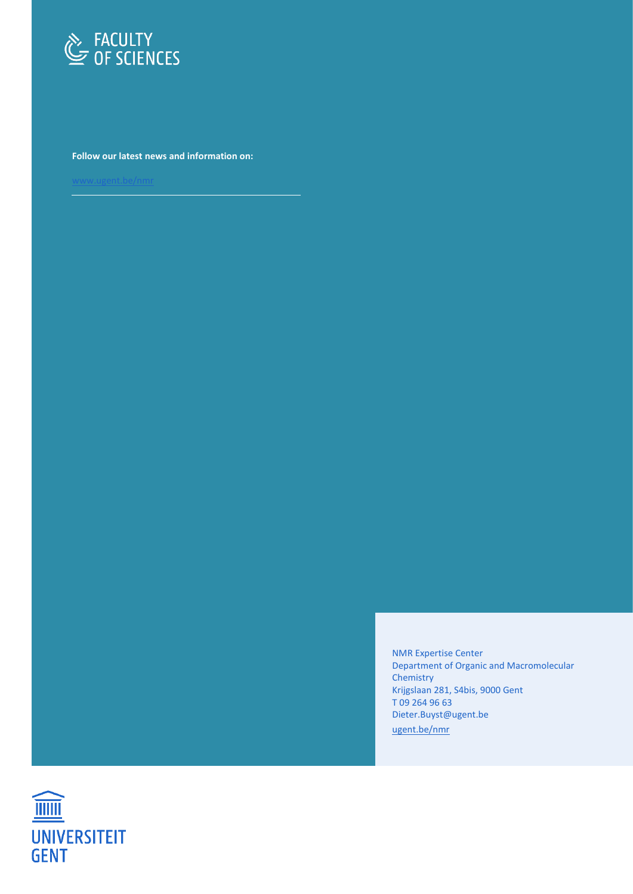FACULTY OF SCIENCES

**Follow our latest news and information on:**

www.ugent.be/nmr

NMR Expertise Center
Department of Organic and Macromolecular Chemistry
Krijgslaan 281, S4bis, 9000 Gent
T 09 264 96 63
Dieter.Buyst@ugent.be
ugent.be/nmr

UNIVERSITEIT GENT